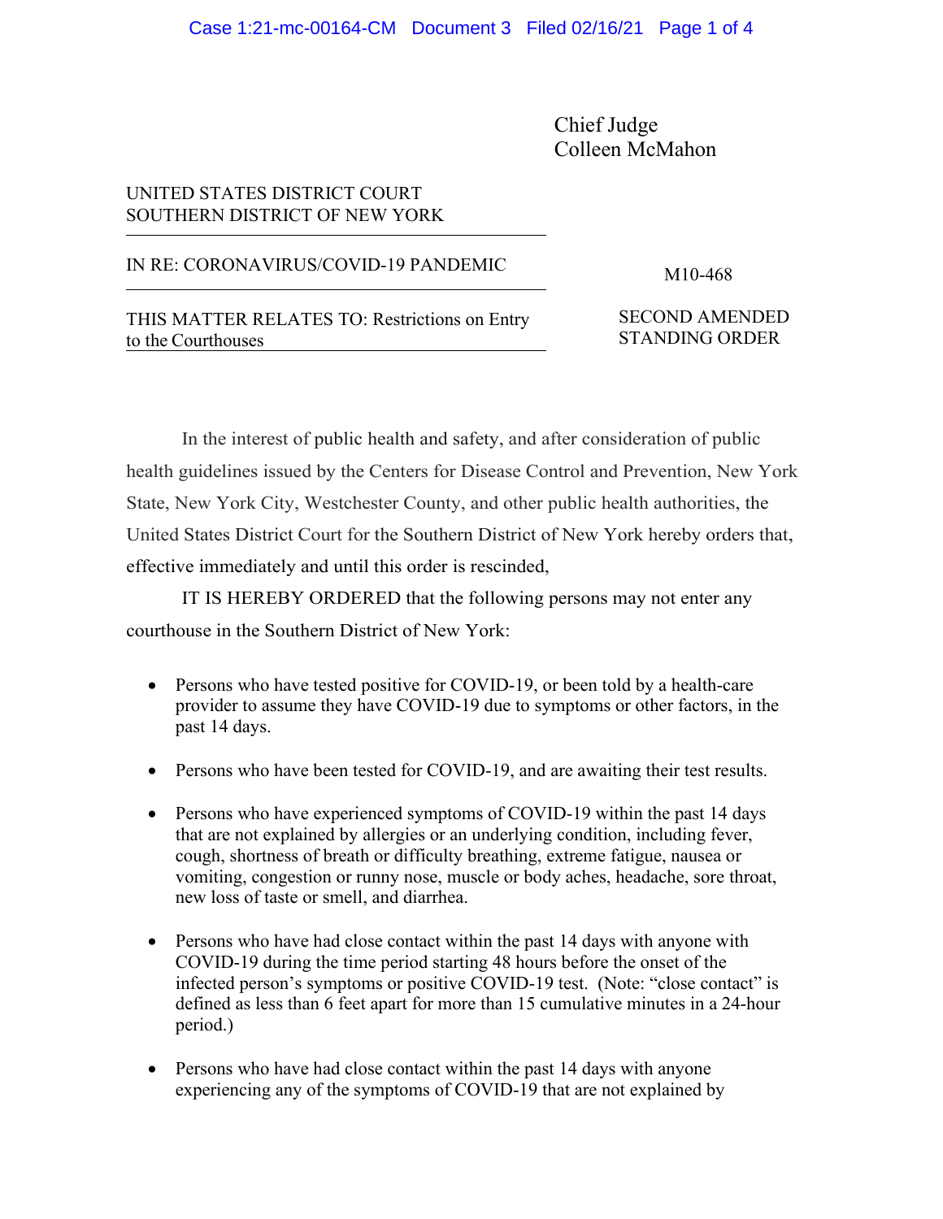Chief Judge
Colleen McMahon

UNITED STATES DISTRICT COURT
SOUTHERN DISTRICT OF NEW YORK

IN RE: CORONAVIRUS/COVID-19 PANDEMIC

M10-468

THIS MATTER RELATES TO: Restrictions on Entry to the Courthouses

SECOND AMENDED STANDING ORDER

In the interest of public health and safety, and after consideration of public health guidelines issued by the Centers for Disease Control and Prevention, New York State, New York City, Westchester County, and other public health authorities, the United States District Court for the Southern District of New York hereby orders that, effective immediately and until this order is rescinded,

IT IS HEREBY ORDERED that the following persons may not enter any courthouse in the Southern District of New York:

- Persons who have tested positive for COVID-19, or been told by a health-care provider to assume they have COVID-19 due to symptoms or other factors, in the past 14 days.
- Persons who have been tested for COVID-19, and are awaiting their test results.
- Persons who have experienced symptoms of COVID-19 within the past 14 days that are not explained by allergies or an underlying condition, including fever, cough, shortness of breath or difficulty breathing, extreme fatigue, nausea or vomiting, congestion or runny nose, muscle or body aches, headache, sore throat, new loss of taste or smell, and diarrhea.
- Persons who have had close contact within the past 14 days with anyone with COVID-19 during the time period starting 48 hours before the onset of the infected person's symptoms or positive COVID-19 test. (Note: "close contact" is defined as less than 6 feet apart for more than 15 cumulative minutes in a 24-hour period.)
- Persons who have had close contact within the past 14 days with anyone experiencing any of the symptoms of COVID-19 that are not explained by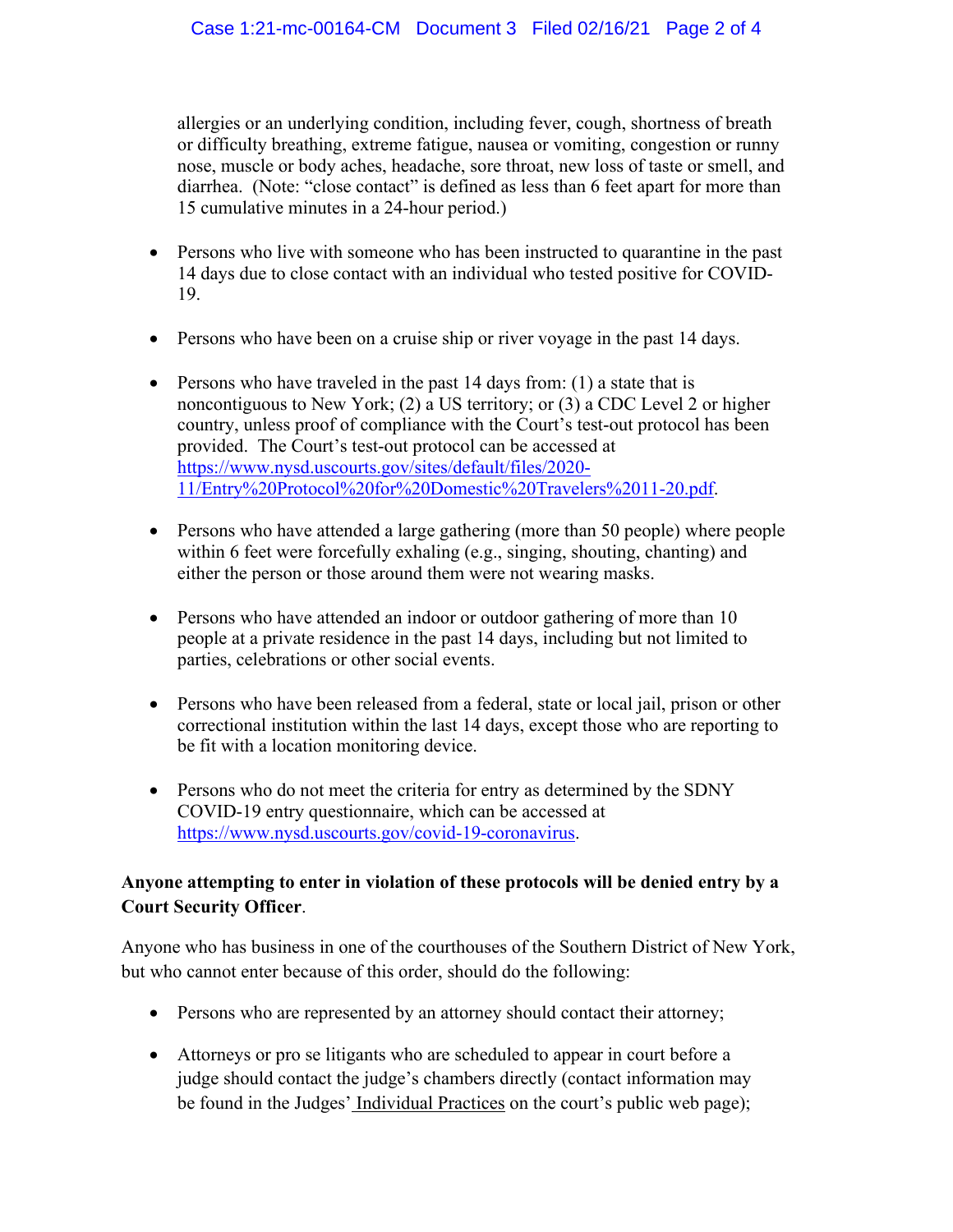allergies or an underlying condition, including fever, cough, shortness of breath or difficulty breathing, extreme fatigue, nausea or vomiting, congestion or runny nose, muscle or body aches, headache, sore throat, new loss of taste or smell, and diarrhea. (Note: "close contact" is defined as less than 6 feet apart for more than 15 cumulative minutes in a 24-hour period.)

- Persons who live with someone who has been instructed to quarantine in the past 14 days due to close contact with an individual who tested positive for COVID-19.

- Persons who have been on a cruise ship or river voyage in the past 14 days.

- Persons who have traveled in the past 14 days from: (1) a state that is noncontiguous to New York; (2) a US territory; or (3) a CDC Level 2 or higher country, unless proof of compliance with the Court's test-out protocol has been provided. The Court's test-out protocol can be accessed at https://www.nysd.uscourts.gov/sites/default/files/2020-11/Entry%20Protocol%20for%20Domestic%20Travelers%2011-20.pdf.

- Persons who have attended a large gathering (more than 50 people) where people within 6 feet were forcefully exhaling (e.g., singing, shouting, chanting) and either the person or those around them were not wearing masks.

- Persons who have attended an indoor or outdoor gathering of more than 10 people at a private residence in the past 14 days, including but not limited to parties, celebrations or other social events.

- Persons who have been released from a federal, state or local jail, prison or other correctional institution within the last 14 days, except those who are reporting to be fit with a location monitoring device.

- Persons who do not meet the criteria for entry as determined by the SDNY COVID-19 entry questionnaire, which can be accessed at https://www.nysd.uscourts.gov/covid-19-coronavirus.

**Anyone attempting to enter in violation of these protocols will be denied entry by a Court Security Officer**.

Anyone who has business in one of the courthouses of the Southern District of New York, but who cannot enter because of this order, should do the following:

- Persons who are represented by an attorney should contact their attorney;

- Attorneys or pro se litigants who are scheduled to appear in court before a judge should contact the judge's chambers directly (contact information may be found in the Judges' Individual Practices on the court's public web page);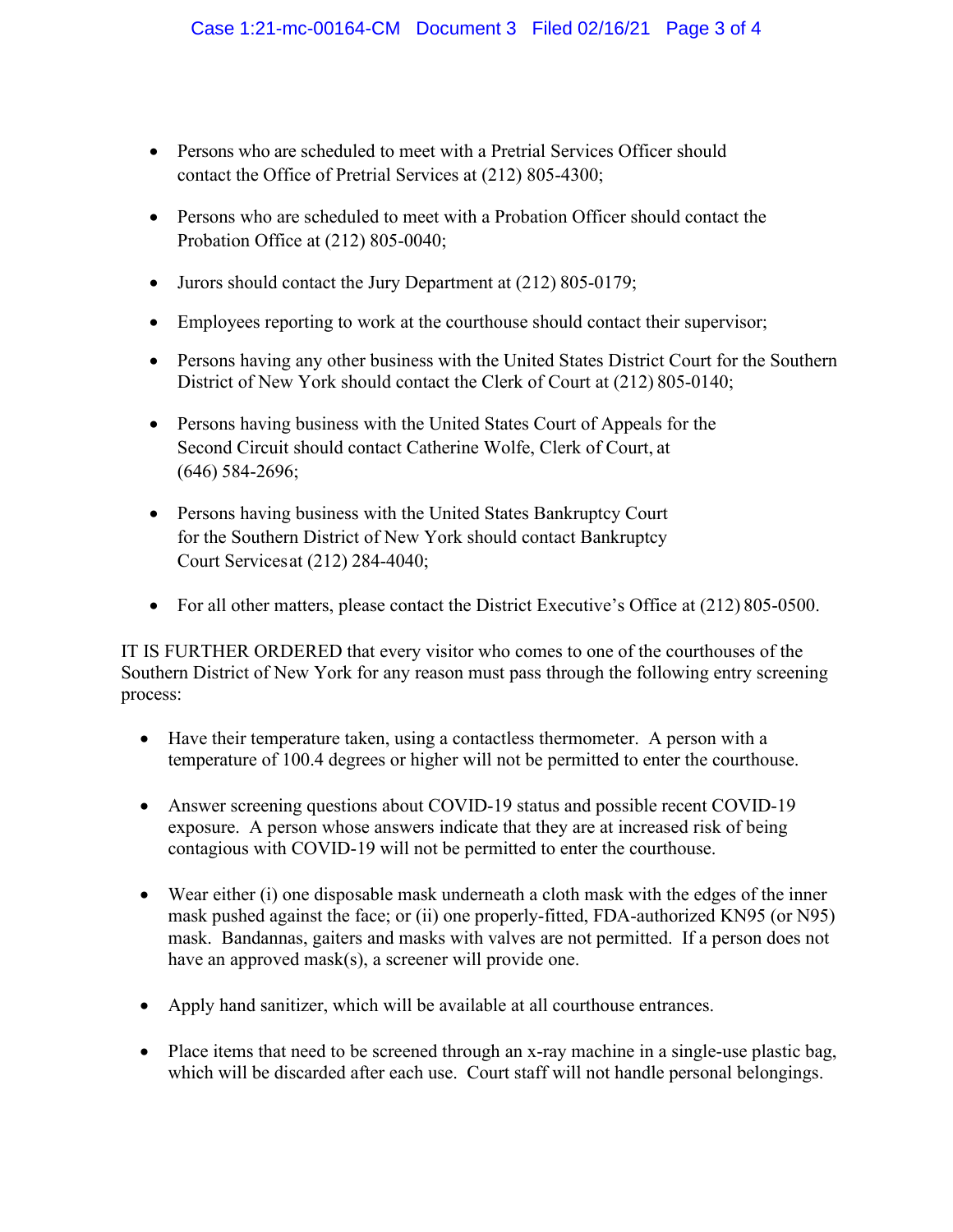- Persons who are scheduled to meet with a Pretrial Services Officer should contact the Office of Pretrial Services at (212) 805-4300;

- Persons who are scheduled to meet with a Probation Officer should contact the Probation Office at (212) 805-0040;

- Jurors should contact the Jury Department at (212) 805-0179;

- Employees reporting to work at the courthouse should contact their supervisor;

- Persons having any other business with the United States District Court for the Southern District of New York should contact the Clerk of Court at (212) 805-0140;

- Persons having business with the United States Court of Appeals for the Second Circuit should contact Catherine Wolfe, Clerk of Court, at (646) 584-2696;

- Persons having business with the United States Bankruptcy Court for the Southern District of New York should contact Bankruptcy Court Services at (212) 284-4040;

- For all other matters, please contact the District Executive's Office at (212) 805-0500.

IT IS FURTHER ORDERED that every visitor who comes to one of the courthouses of the Southern District of New York for any reason must pass through the following entry screening process:

- Have their temperature taken, using a contactless thermometer. A person with a temperature of 100.4 degrees or higher will not be permitted to enter the courthouse.

- Answer screening questions about COVID-19 status and possible recent COVID-19 exposure. A person whose answers indicate that they are at increased risk of being contagious with COVID-19 will not be permitted to enter the courthouse.

- Wear either (i) one disposable mask underneath a cloth mask with the edges of the inner mask pushed against the face; or (ii) one properly-fitted, FDA-authorized KN95 (or N95) mask. Bandannas, gaiters and masks with valves are not permitted. If a person does not have an approved mask(s), a screener will provide one.

- Apply hand sanitizer, which will be available at all courthouse entrances.

- Place items that need to be screened through an x-ray machine in a single-use plastic bag, which will be discarded after each use. Court staff will not handle personal belongings.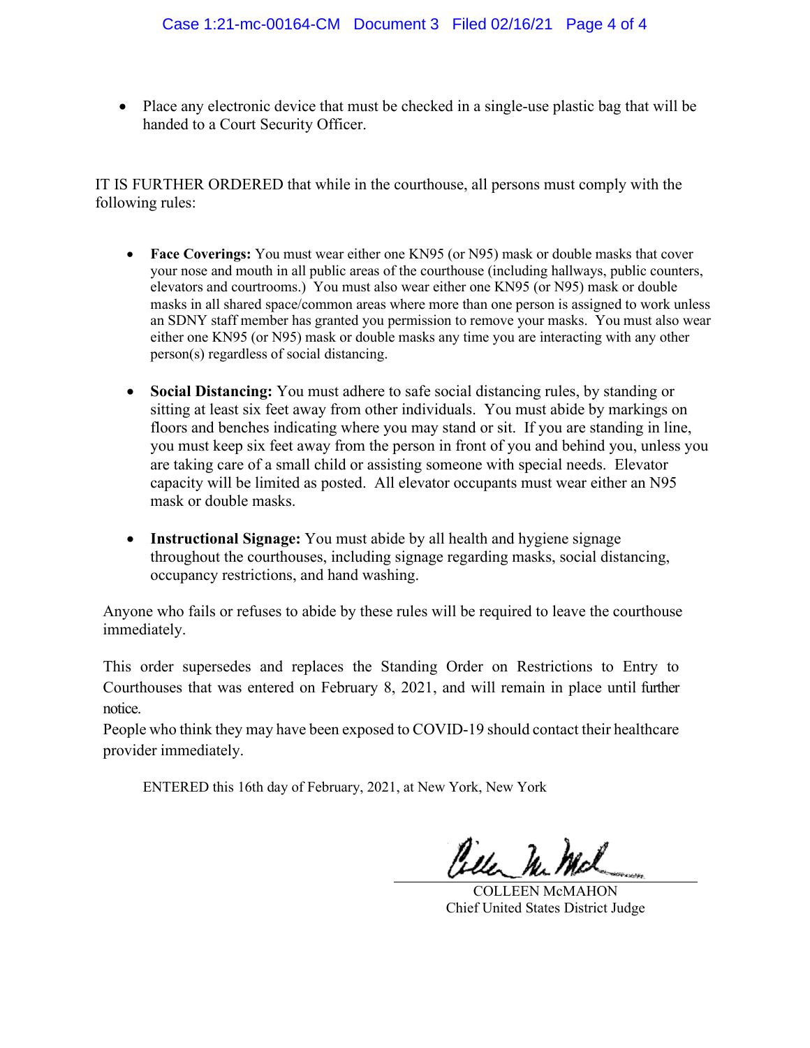- Place any electronic device that must be checked in a single-use plastic bag that will be handed to a Court Security Officer.

IT IS FURTHER ORDERED that while in the courthouse, all persons must comply with the following rules:

- **Face Coverings:** You must wear either one KN95 (or N95) mask or double masks that cover your nose and mouth in all public areas of the courthouse (including hallways, public counters, elevators and courtrooms.) You must also wear either one KN95 (or N95) mask or double masks in all shared space/common areas where more than one person is assigned to work unless an SDNY staff member has granted you permission to remove your masks. You must also wear either one KN95 (or N95) mask or double masks any time you are interacting with any other person(s) regardless of social distancing.

- **Social Distancing:** You must adhere to safe social distancing rules, by standing or sitting at least six feet away from other individuals. You must abide by markings on floors and benches indicating where you may stand or sit. If you are standing in line, you must keep six feet away from the person in front of you and behind you, unless you are taking care of a small child or assisting someone with special needs. Elevator capacity will be limited as posted. All elevator occupants must wear either an N95 mask or double masks.

- **Instructional Signage:** You must abide by all health and hygiene signage throughout the courthouses, including signage regarding masks, social distancing, occupancy restrictions, and hand washing.

Anyone who fails or refuses to abide by these rules will be required to leave the courthouse immediately.

This order supersedes and replaces the Standing Order on Restrictions to Entry to Courthouses that was entered on February 8, 2021, and will remain in place until further notice.

People who think they may have been exposed to COVID-19 should contact their healthcare provider immediately.

ENTERED this 16th day of February, 2021, at New York, New York

COLLEEN McMAHON
Chief United States District Judge